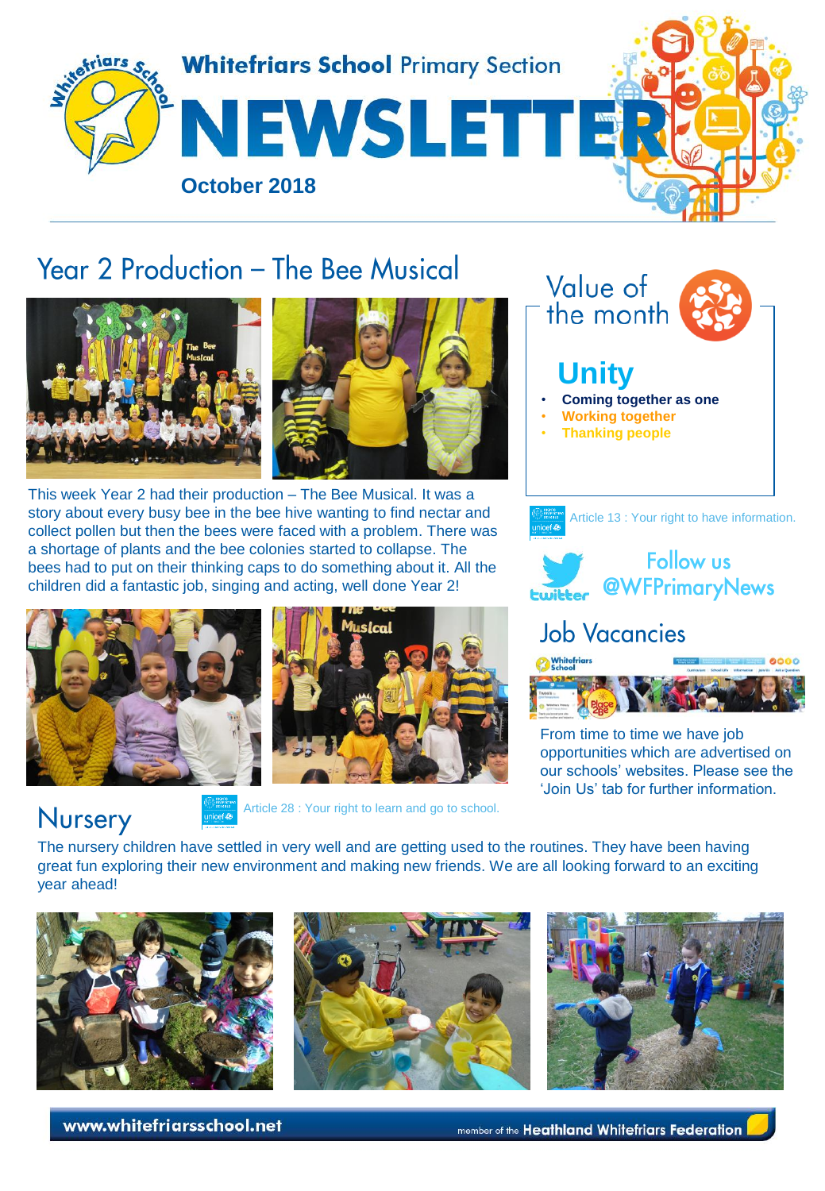# Whitefriars School Primary Section NEWSLETTER

**October 2018**

## Year 2 Production – The Bee Musical

This week Year 2 had their production – The Bee Musical. It was a story about every busy bee in the bee hive wanting to find nectar and collect pollen but then the bees were faced with a problem. There was a shortage of plants and the bee colonies started to collapse. The bees had to put on their thinking caps to do something about it. All the children did a fantastic job, singing and acting, well done Year 2!

## Value of the month

### Unity

- **Coming together as one**
- **Working together**
- **Thanking people**

Article 13 : Your right to have information.

Follow us @WFPrimaryNews

## Job Vacancies

From time to time we have job opportunities which are advertised on our schools' websites. Please see the 'Join Us' tab for further information.

## Nursery

Article 28 : Your right to learn and go to school.

The nursery children have settled in very well and are getting used to the routines. They have been having great fun exploring their new environment and making new friends. We are all looking forward to an exciting year ahead!

www.whitefriarsschool.net

member of the Heathland Whitefriars Federation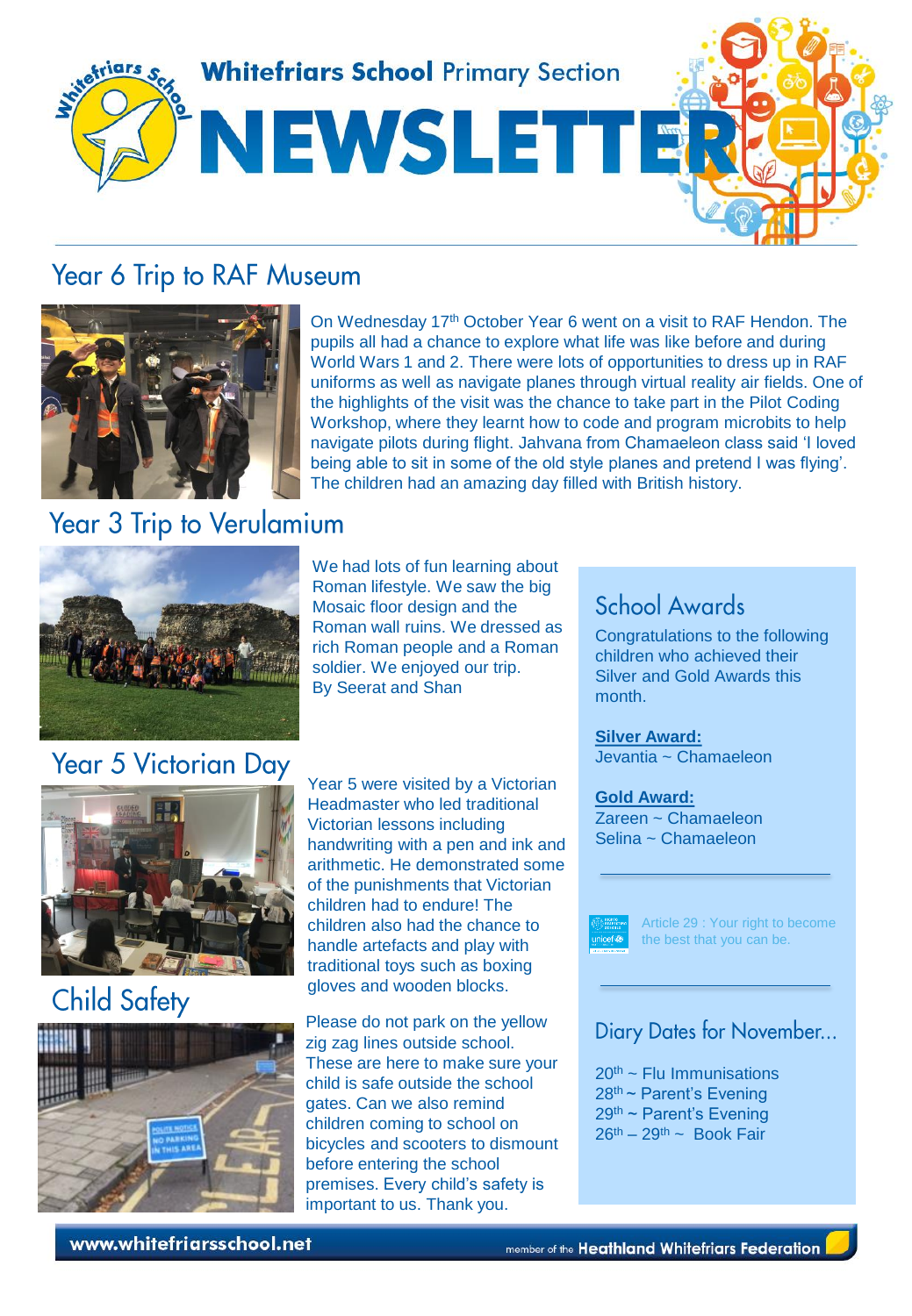# Whitefriars School Primary Section NEWSLETTER

## Year 6 Trip to RAF Museum

On Wednesday 17th October Year 6 went on a visit to RAF Hendon. The pupils all had a chance to explore what life was like before and during World Wars 1 and 2. There were lots of opportunities to dress up in RAF uniforms as well as navigate planes through virtual reality air fields. One of the highlights of the visit was the chance to take part in the Pilot Coding Workshop, where they learnt how to code and program microbits to help navigate pilots during flight. Jahvana from Chamaeleon class said 'I loved being able to sit in some of the old style planes and pretend I was flying'. The children had an amazing day filled with British history.

## Year 3 Trip to Verulamium

We had lots of fun learning about Roman lifestyle. We saw the big Mosaic floor design and the Roman wall ruins. We dressed as rich Roman people and a Roman soldier. We enjoyed our trip.
By Seerat and Shan

## Year 5 Victorian Day

Year 5 were visited by a Victorian Headmaster who led traditional Victorian lessons including handwriting with a pen and ink and arithmetic. He demonstrated some of the punishments that Victorian children had to endure! The children also had the chance to handle artefacts and play with traditional toys such as boxing gloves and wooden blocks.

## Child Safety

Please do not park on the yellow zig zag lines outside school. These are here to make sure your child is safe outside the school gates. Can we also remind children coming to school on bicycles and scooters to dismount before entering the school premises. Every child's safety is important to us. Thank you.

## School Awards

Congratulations to the following children who achieved their Silver and Gold Awards this month.

**Silver Award:**
Jevantia ~ Chamaeleon

**Gold Award:**
Zareen ~ Chamaeleon
Selina ~ Chamaeleon

Article 29 : Your right to become the best that you can be.

## Diary Dates for November...

20th ~ Flu Immunisations
28th ~ Parent's Evening
29th ~ Parent's Evening
26th – 29th ~ Book Fair

www.whitefriarsschool.net

member of the Heathland Whitefriars Federation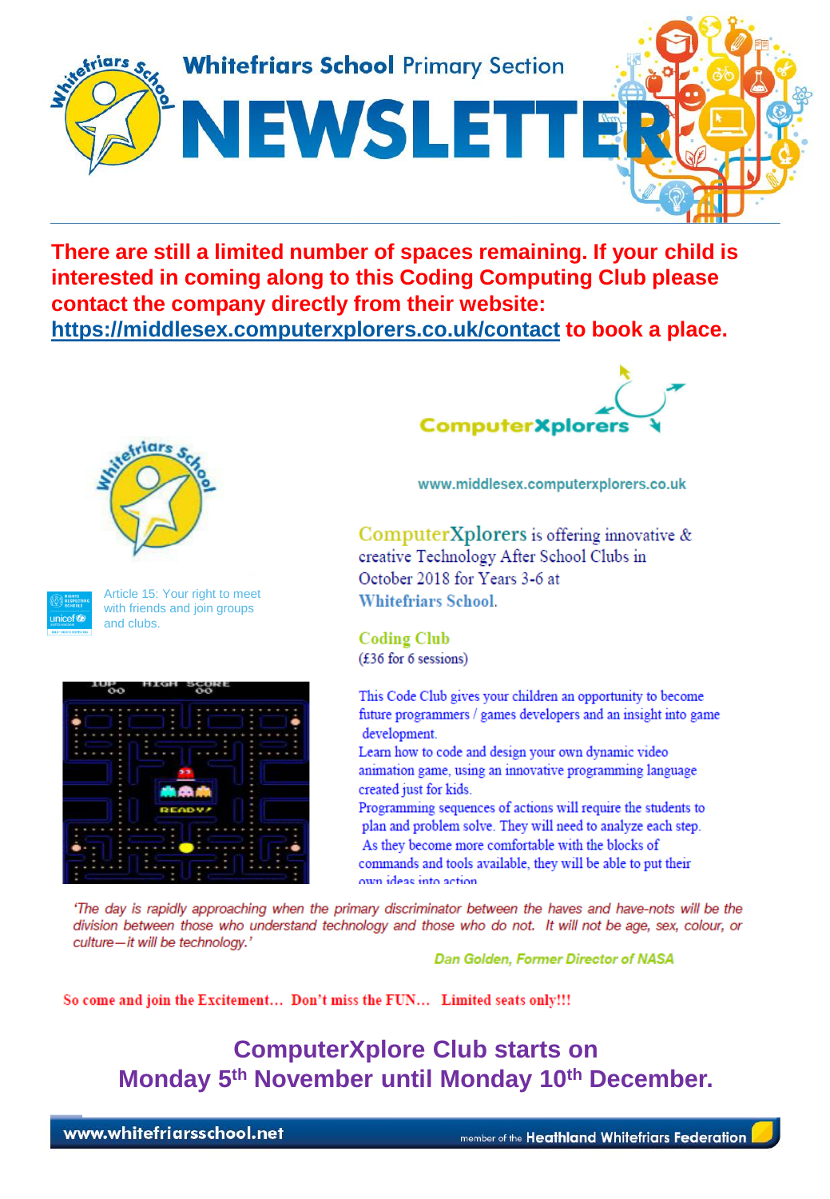# Whitefriars School Primary Section NEWSLETTER

**There are still a limited number of spaces remaining. If your child is interested in coming along to this Coding Computing Club please contact the company directly from their website: https://middlesex.computerxplorers.co.uk/contact to book a place.**

Article 15: Your right to meet with friends and join groups and clubs.

ComputerXplorers

www.middlesex.computerxplorers.co.uk

ComputerXplorers is offering innovative & creative Technology After School Clubs in October 2018 for Years 3-6 at Whitefriars School.

**Coding Club**
(£36 for 6 sessions)

This Code Club gives your children an opportunity to become future programmers / games developers and an insight into game development.
Learn how to code and design your own dynamic video animation game, using an innovative programming language created just for kids.
Programming sequences of actions will require the students to plan and problem solve. They will need to analyze each step. As they become more comfortable with the blocks of commands and tools available, they will be able to put their own ideas into action

*'The day is rapidly approaching when the primary discriminator between the haves and have-nots will be the division between those who understand technology and those who do not. It will not be age, sex, colour, or culture—it will be technology.'*

***Dan Golden, Former Director of NASA***

**So come and join the Excitement… Don't miss the FUN… Limited seats only!!!**

## ComputerXplore Club starts on Monday 5th November until Monday 10th December.